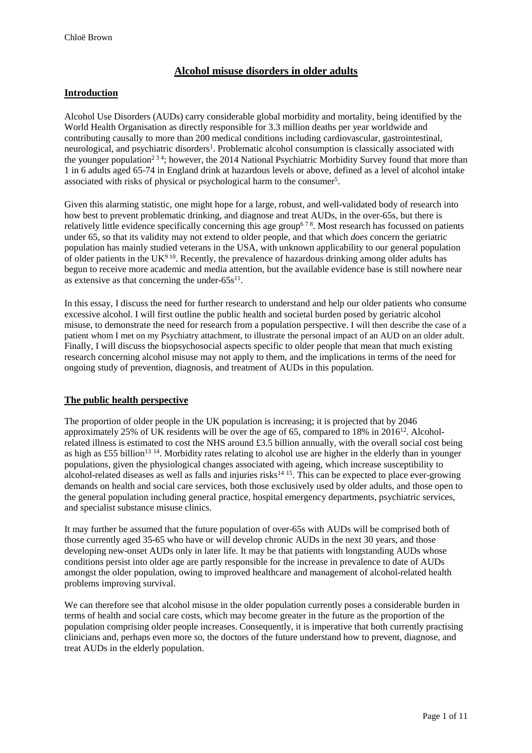# Alcohol misuse disorders in older adults

## Introduction

Alcohol Use Disorders (AUDs) carry considerable global morbidity and mortality, being identified by the World Health Organisation as directly responsible for 3.3 million deaths per year worldwide and contributing causally to more than 200 medical conditions including cardiovascular, gastrointestinal, neurological, and psychiatric disorders[1]. Problematic alcohol consumption is classically associated with the younger population[2 3 4]; however, the 2014 National Psychiatric Morbidity Survey found that more than 1 in 6 adults aged 65-74 in England drink at hazardous levels or above, defined as a level of alcohol intake associated with risks of physical or psychological harm to the consumer[5].

Given this alarming statistic, one might hope for a large, robust, and well-validated body of research into how best to prevent problematic drinking, and diagnose and treat AUDs, in the over-65s, but there is relatively little evidence specifically concerning this age group[6 7 8]. Most research has focussed on patients under 65, so that its validity may not extend to older people, and that which *does* concern the geriatric population has mainly studied veterans in the USA, with unknown applicability to our general population of older patients in the UK[9 10]. Recently, the prevalence of hazardous drinking among older adults has begun to receive more academic and media attention, but the available evidence base is still nowhere near as extensive as that concerning the under-65s[11].

In this essay, I discuss the need for further research to understand and help our older patients who consume excessive alcohol. I will first outline the public health and societal burden posed by geriatric alcohol misuse, to demonstrate the need for research from a population perspective. I will then describe the case of a patient whom I met on my Psychiatry attachment, to illustrate the personal impact of an AUD on an older adult. Finally, I will discuss the biopsychosocial aspects specific to older people that mean that much existing research concerning alcohol misuse may not apply to them, and the implications in terms of the need for ongoing study of prevention, diagnosis, and treatment of AUDs in this population.

## The public health perspective

The proportion of older people in the UK population is increasing; it is projected that by 2046 approximately 25% of UK residents will be over the age of 65, compared to 18% in 2016[12]. Alcohol-related illness is estimated to cost the NHS around £3.5 billion annually, with the overall social cost being as high as £55 billion[13 14]. Morbidity rates relating to alcohol use are higher in the elderly than in younger populations, given the physiological changes associated with ageing, which increase susceptibility to alcohol-related diseases as well as falls and injuries risks[14 15]. This can be expected to place ever-growing demands on health and social care services, both those exclusively used by older adults, and those open to the general population including general practice, hospital emergency departments, psychiatric services, and specialist substance misuse clinics.

It may further be assumed that the future population of over-65s with AUDs will be comprised both of those currently aged 35-65 who have or will develop chronic AUDs in the next 30 years, and those developing new-onset AUDs only in later life. It may be that patients with longstanding AUDs whose conditions persist into older age are partly responsible for the increase in prevalence to date of AUDs amongst the older population, owing to improved healthcare and management of alcohol-related health problems improving survival.

We can therefore see that alcohol misuse in the older population currently poses a considerable burden in terms of health and social care costs, which may become greater in the future as the proportion of the population comprising older people increases. Consequently, it is imperative that both currently practising clinicians and, perhaps even more so, the doctors of the future understand how to prevent, diagnose, and treat AUDs in the elderly population.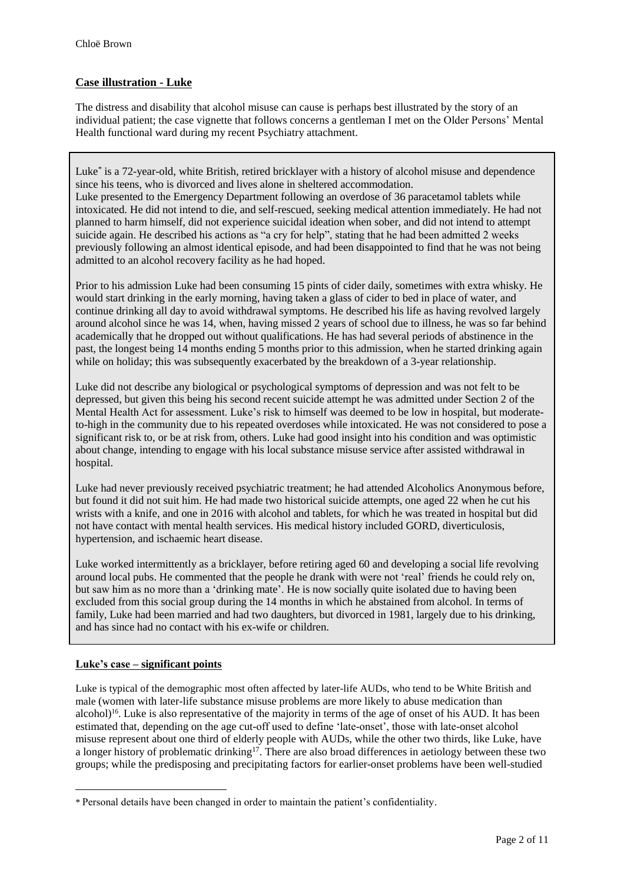## Case illustration - Luke

The distress and disability that alcohol misuse can cause is perhaps best illustrated by the story of an individual patient; the case vignette that follows concerns a gentleman I met on the Older Persons' Mental Health functional ward during my recent Psychiatry attachment.

> Luke* is a 72-year-old, white British, retired bricklayer with a history of alcohol misuse and dependence since his teens, who is divorced and lives alone in sheltered accommodation.
> Luke presented to the Emergency Department following an overdose of 36 paracetamol tablets while intoxicated. He did not intend to die, and self-rescued, seeking medical attention immediately. He had not planned to harm himself, did not experience suicidal ideation when sober, and did not intend to attempt suicide again. He described his actions as "a cry for help", stating that he had been admitted 2 weeks previously following an almost identical episode, and had been disappointed to find that he was not being admitted to an alcohol recovery facility as he had hoped.
>
> Prior to his admission Luke had been consuming 15 pints of cider daily, sometimes with extra whisky. He would start drinking in the early morning, having taken a glass of cider to bed in place of water, and continue drinking all day to avoid withdrawal symptoms. He described his life as having revolved largely around alcohol since he was 14, when, having missed 2 years of school due to illness, he was so far behind academically that he dropped out without qualifications. He has had several periods of abstinence in the past, the longest being 14 months ending 5 months prior to this admission, when he started drinking again while on holiday; this was subsequently exacerbated by the breakdown of a 3-year relationship.
>
> Luke did not describe any biological or psychological symptoms of depression and was not felt to be depressed, but given this being his second recent suicide attempt he was admitted under Section 2 of the Mental Health Act for assessment. Luke's risk to himself was deemed to be low in hospital, but moderate-to-high in the community due to his repeated overdoses while intoxicated. He was not considered to pose a significant risk to, or be at risk from, others. Luke had good insight into his condition and was optimistic about change, intending to engage with his local substance misuse service after assisted withdrawal in hospital.
>
> Luke had never previously received psychiatric treatment; he had attended Alcoholics Anonymous before, but found it did not suit him. He had made two historical suicide attempts, one aged 22 when he cut his wrists with a knife, and one in 2016 with alcohol and tablets, for which he was treated in hospital but did not have contact with mental health services. His medical history included GORD, diverticulosis, hypertension, and ischaemic heart disease.
>
> Luke worked intermittently as a bricklayer, before retiring aged 60 and developing a social life revolving around local pubs. He commented that the people he drank with were not 'real' friends he could rely on, but saw him as no more than a 'drinking mate'. He is now socially quite isolated due to having been excluded from this social group during the 14 months in which he abstained from alcohol. In terms of family, Luke had been married and had two daughters, but divorced in 1981, largely due to his drinking, and has since had no contact with his ex-wife or children.

## Luke's case – significant points

Luke is typical of the demographic most often affected by later-life AUDs, who tend to be White British and male (women with later-life substance misuse problems are more likely to abuse medication than alcohol)[16]. Luke is also representative of the majority in terms of the age of onset of his AUD. It has been estimated that, depending on the age cut-off used to define 'late-onset', those with late-onset alcohol misuse represent about one third of elderly people with AUDs, while the other two thirds, like Luke, have a longer history of problematic drinking[17]. There are also broad differences in aetiology between these two groups; while the predisposing and precipitating factors for earlier-onset problems have been well-studied

---

* Personal details have been changed in order to maintain the patient's confidentiality.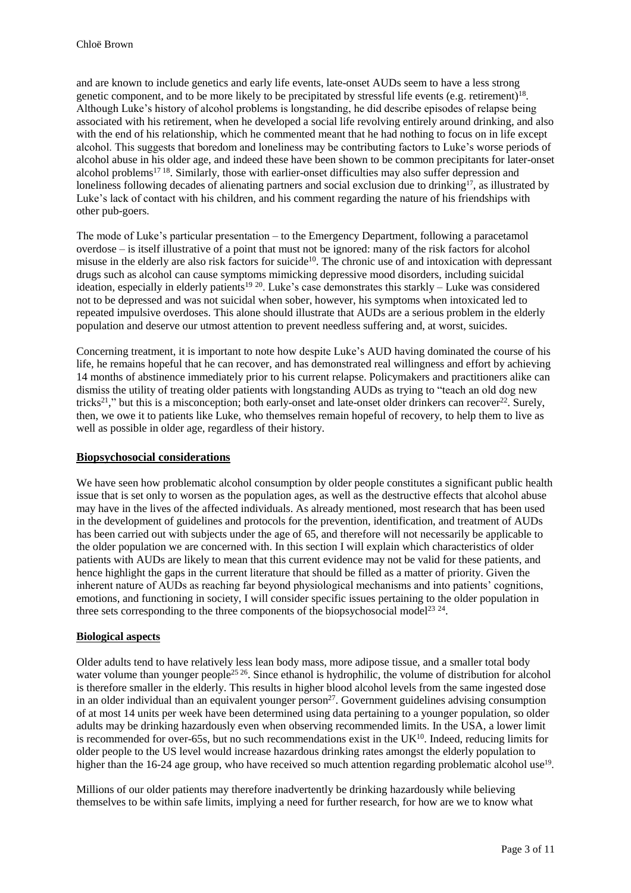and are known to include genetics and early life events, late-onset AUDs seem to have a less strong genetic component, and to be more likely to be precipitated by stressful life events (e.g. retirement)[18]. Although Luke's history of alcohol problems is longstanding, he did describe episodes of relapse being associated with his retirement, when he developed a social life revolving entirely around drinking, and also with the end of his relationship, which he commented meant that he had nothing to focus on in life except alcohol. This suggests that boredom and loneliness may be contributing factors to Luke's worse periods of alcohol abuse in his older age, and indeed these have been shown to be common precipitants for later-onset alcohol problems[17 18]. Similarly, those with earlier-onset difficulties may also suffer depression and loneliness following decades of alienating partners and social exclusion due to drinking[17], as illustrated by Luke's lack of contact with his children, and his comment regarding the nature of his friendships with other pub-goers.

The mode of Luke's particular presentation – to the Emergency Department, following a paracetamol overdose – is itself illustrative of a point that must not be ignored: many of the risk factors for alcohol misuse in the elderly are also risk factors for suicide[10]. The chronic use of and intoxication with depressant drugs such as alcohol can cause symptoms mimicking depressive mood disorders, including suicidal ideation, especially in elderly patients[19 20]. Luke's case demonstrates this starkly – Luke was considered not to be depressed and was not suicidal when sober, however, his symptoms when intoxicated led to repeated impulsive overdoses. This alone should illustrate that AUDs are a serious problem in the elderly population and deserve our utmost attention to prevent needless suffering and, at worst, suicides.

Concerning treatment, it is important to note how despite Luke's AUD having dominated the course of his life, he remains hopeful that he can recover, and has demonstrated real willingness and effort by achieving 14 months of abstinence immediately prior to his current relapse. Policymakers and practitioners alike can dismiss the utility of treating older patients with longstanding AUDs as trying to "teach an old dog new tricks[21]," but this is a misconception; both early-onset and late-onset older drinkers can recover[22]. Surely, then, we owe it to patients like Luke, who themselves remain hopeful of recovery, to help them to live as well as possible in older age, regardless of their history.

## Biopsychosocial considerations

We have seen how problematic alcohol consumption by older people constitutes a significant public health issue that is set only to worsen as the population ages, as well as the destructive effects that alcohol abuse may have in the lives of the affected individuals. As already mentioned, most research that has been used in the development of guidelines and protocols for the prevention, identification, and treatment of AUDs has been carried out with subjects under the age of 65, and therefore will not necessarily be applicable to the older population we are concerned with. In this section I will explain which characteristics of older patients with AUDs are likely to mean that this current evidence may not be valid for these patients, and hence highlight the gaps in the current literature that should be filled as a matter of priority. Given the inherent nature of AUDs as reaching far beyond physiological mechanisms and into patients' cognitions, emotions, and functioning in society, I will consider specific issues pertaining to the older population in three sets corresponding to the three components of the biopsychosocial model[23 24].

### Biological aspects

Older adults tend to have relatively less lean body mass, more adipose tissue, and a smaller total body water volume than younger people[25 26]. Since ethanol is hydrophilic, the volume of distribution for alcohol is therefore smaller in the elderly. This results in higher blood alcohol levels from the same ingested dose in an older individual than an equivalent younger person[27]. Government guidelines advising consumption of at most 14 units per week have been determined using data pertaining to a younger population, so older adults may be drinking hazardously even when observing recommended limits. In the USA, a lower limit is recommended for over-65s, but no such recommendations exist in the UK[10]. Indeed, reducing limits for older people to the US level would increase hazardous drinking rates amongst the elderly population to higher than the 16-24 age group, who have received so much attention regarding problematic alcohol use[19].

Millions of our older patients may therefore inadvertently be drinking hazardously while believing themselves to be within safe limits, implying a need for further research, for how are we to know what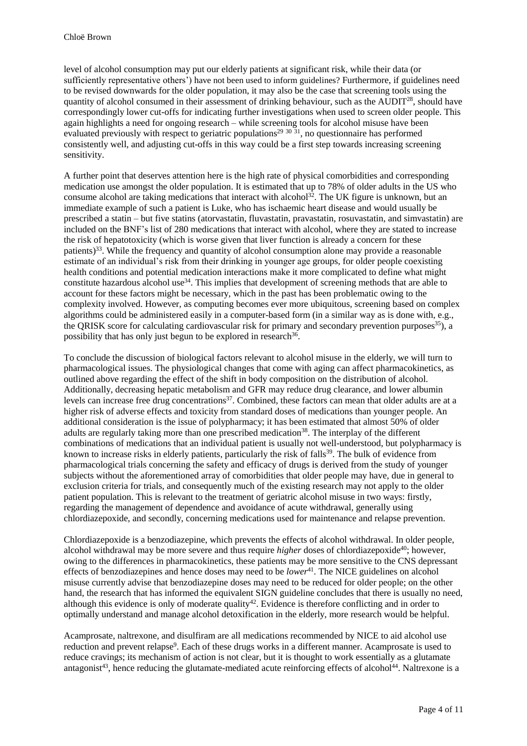level of alcohol consumption may put our elderly patients at significant risk, while their data (or sufficiently representative others') have not been used to inform guidelines? Furthermore, if guidelines need to be revised downwards for the older population, it may also be the case that screening tools using the quantity of alcohol consumed in their assessment of drinking behaviour, such as the AUDIT[28], should have correspondingly lower cut-offs for indicating further investigations when used to screen older people. This again highlights a need for ongoing research – while screening tools for alcohol misuse have been evaluated previously with respect to geriatric populations[29 30 31], no questionnaire has performed consistently well, and adjusting cut-offs in this way could be a first step towards increasing screening sensitivity.

A further point that deserves attention here is the high rate of physical comorbidities and corresponding medication use amongst the older population. It is estimated that up to 78% of older adults in the US who consume alcohol are taking medications that interact with alcohol[32]. The UK figure is unknown, but an immediate example of such a patient is Luke, who has ischaemic heart disease and would usually be prescribed a statin – but five statins (atorvastatin, fluvastatin, pravastatin, rosuvastatin, and simvastatin) are included on the BNF's list of 280 medications that interact with alcohol, where they are stated to increase the risk of hepatotoxicity (which is worse given that liver function is already a concern for these patients)[33]. While the frequency and quantity of alcohol consumption alone may provide a reasonable estimate of an individual's risk from their drinking in younger age groups, for older people coexisting health conditions and potential medication interactions make it more complicated to define what might constitute hazardous alcohol use[34]. This implies that development of screening methods that are able to account for these factors might be necessary, which in the past has been problematic owing to the complexity involved. However, as computing becomes ever more ubiquitous, screening based on complex algorithms could be administered easily in a computer-based form (in a similar way as is done with, e.g., the QRISK score for calculating cardiovascular risk for primary and secondary prevention purposes[35]), a possibility that has only just begun to be explored in research[36].

To conclude the discussion of biological factors relevant to alcohol misuse in the elderly, we will turn to pharmacological issues. The physiological changes that come with aging can affect pharmacokinetics, as outlined above regarding the effect of the shift in body composition on the distribution of alcohol. Additionally, decreasing hepatic metabolism and GFR may reduce drug clearance, and lower albumin levels can increase free drug concentrations[37]. Combined, these factors can mean that older adults are at a higher risk of adverse effects and toxicity from standard doses of medications than younger people. An additional consideration is the issue of polypharmacy; it has been estimated that almost 50% of older adults are regularly taking more than one prescribed medication[38]. The interplay of the different combinations of medications that an individual patient is usually not well-understood, but polypharmacy is known to increase risks in elderly patients, particularly the risk of falls[39]. The bulk of evidence from pharmacological trials concerning the safety and efficacy of drugs is derived from the study of younger subjects without the aforementioned array of comorbidities that older people may have, due in general to exclusion criteria for trials, and consequently much of the existing research may not apply to the older patient population. This is relevant to the treatment of geriatric alcohol misuse in two ways: firstly, regarding the management of dependence and avoidance of acute withdrawal, generally using chlordiazepoxide, and secondly, concerning medications used for maintenance and relapse prevention.

Chlordiazepoxide is a benzodiazepine, which prevents the effects of alcohol withdrawal. In older people, alcohol withdrawal may be more severe and thus require *higher* doses of chlordiazepoxide[40]; however, owing to the differences in pharmacokinetics, these patients may be more sensitive to the CNS depressant effects of benzodiazepines and hence doses may need to be *lower*[41]. The NICE guidelines on alcohol misuse currently advise that benzodiazepine doses may need to be reduced for older people; on the other hand, the research that has informed the equivalent SIGN guideline concludes that there is usually no need, although this evidence is only of moderate quality[42]. Evidence is therefore conflicting and in order to optimally understand and manage alcohol detoxification in the elderly, more research would be helpful.

Acamprosate, naltrexone, and disulfiram are all medications recommended by NICE to aid alcohol use reduction and prevent relapse[9]. Each of these drugs works in a different manner. Acamprosate is used to reduce cravings; its mechanism of action is not clear, but it is thought to work essentially as a glutamate antagonist[43], hence reducing the glutamate-mediated acute reinforcing effects of alcohol[44]. Naltrexone is a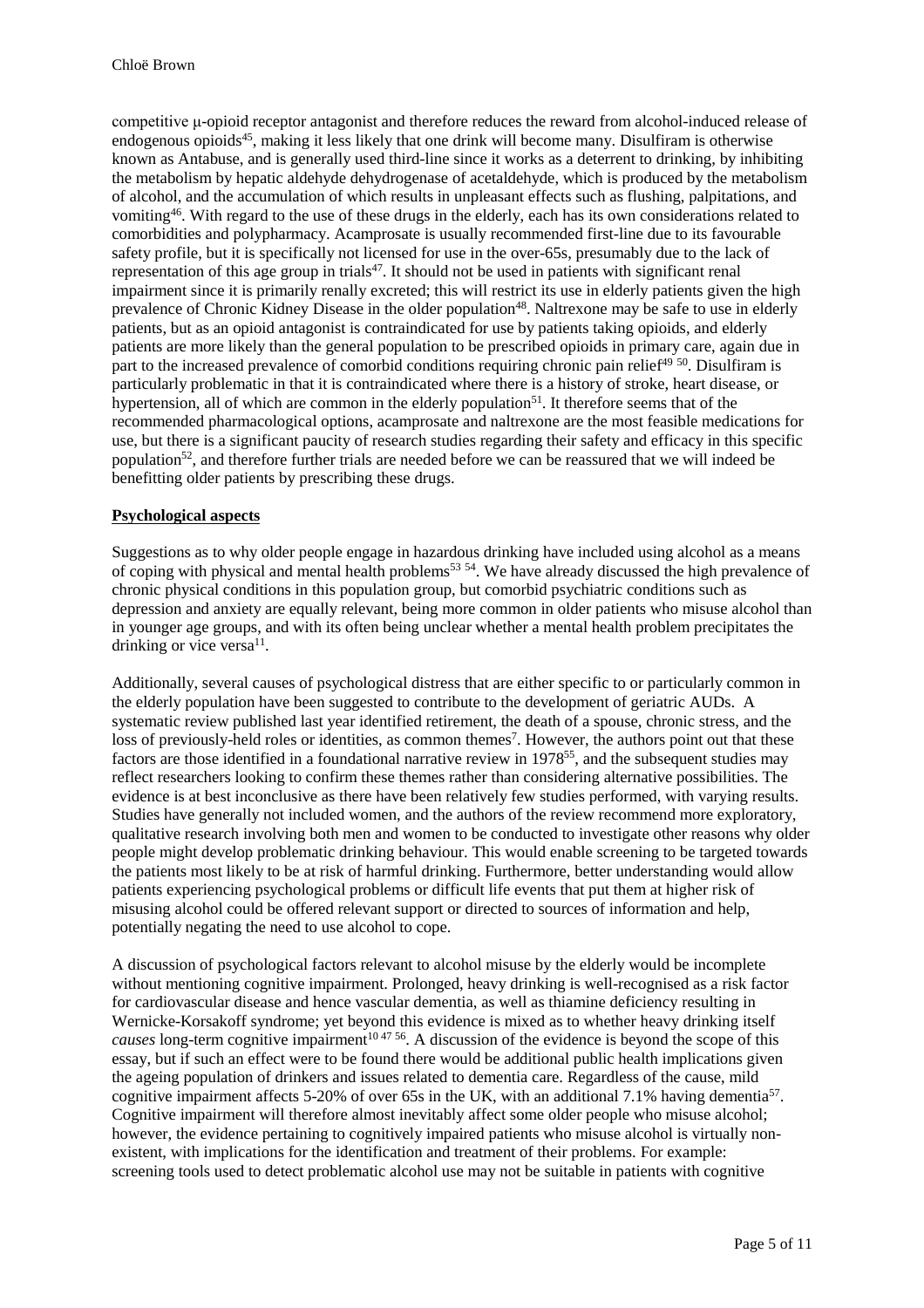competitive μ-opioid receptor antagonist and therefore reduces the reward from alcohol-induced release of endogenous opioids[45], making it less likely that one drink will become many. Disulfiram is otherwise known as Antabuse, and is generally used third-line since it works as a deterrent to drinking, by inhibiting the metabolism by hepatic aldehyde dehydrogenase of acetaldehyde, which is produced by the metabolism of alcohol, and the accumulation of which results in unpleasant effects such as flushing, palpitations, and vomiting[46]. With regard to the use of these drugs in the elderly, each has its own considerations related to comorbidities and polypharmacy. Acamprosate is usually recommended first-line due to its favourable safety profile, but it is specifically not licensed for use in the over-65s, presumably due to the lack of representation of this age group in trials[47]. It should not be used in patients with significant renal impairment since it is primarily renally excreted; this will restrict its use in elderly patients given the high prevalence of Chronic Kidney Disease in the older population[48]. Naltrexone may be safe to use in elderly patients, but as an opioid antagonist is contraindicated for use by patients taking opioids, and elderly patients are more likely than the general population to be prescribed opioids in primary care, again due in part to the increased prevalence of comorbid conditions requiring chronic pain relief[49 50]. Disulfiram is particularly problematic in that it is contraindicated where there is a history of stroke, heart disease, or hypertension, all of which are common in the elderly population[51]. It therefore seems that of the recommended pharmacological options, acamprosate and naltrexone are the most feasible medications for use, but there is a significant paucity of research studies regarding their safety and efficacy in this specific population[52], and therefore further trials are needed before we can be reassured that we will indeed be benefitting older patients by prescribing these drugs.

**Psychological aspects**

Suggestions as to why older people engage in hazardous drinking have included using alcohol as a means of coping with physical and mental health problems[53 54]. We have already discussed the high prevalence of chronic physical conditions in this population group, but comorbid psychiatric conditions such as depression and anxiety are equally relevant, being more common in older patients who misuse alcohol than in younger age groups, and with its often being unclear whether a mental health problem precipitates the drinking or vice versa[11].

Additionally, several causes of psychological distress that are either specific to or particularly common in the elderly population have been suggested to contribute to the development of geriatric AUDs. A systematic review published last year identified retirement, the death of a spouse, chronic stress, and the loss of previously-held roles or identities, as common themes[7]. However, the authors point out that these factors are those identified in a foundational narrative review in 1978[55], and the subsequent studies may reflect researchers looking to confirm these themes rather than considering alternative possibilities. The evidence is at best inconclusive as there have been relatively few studies performed, with varying results. Studies have generally not included women, and the authors of the review recommend more exploratory, qualitative research involving both men and women to be conducted to investigate other reasons why older people might develop problematic drinking behaviour. This would enable screening to be targeted towards the patients most likely to be at risk of harmful drinking. Furthermore, better understanding would allow patients experiencing psychological problems or difficult life events that put them at higher risk of misusing alcohol could be offered relevant support or directed to sources of information and help, potentially negating the need to use alcohol to cope.

A discussion of psychological factors relevant to alcohol misuse by the elderly would be incomplete without mentioning cognitive impairment. Prolonged, heavy drinking is well-recognised as a risk factor for cardiovascular disease and hence vascular dementia, as well as thiamine deficiency resulting in Wernicke-Korsakoff syndrome; yet beyond this evidence is mixed as to whether heavy drinking itself *causes* long-term cognitive impairment[10 47 56]. A discussion of the evidence is beyond the scope of this essay, but if such an effect were to be found there would be additional public health implications given the ageing population of drinkers and issues related to dementia care. Regardless of the cause, mild cognitive impairment affects 5-20% of over 65s in the UK, with an additional 7.1% having dementia[57]. Cognitive impairment will therefore almost inevitably affect some older people who misuse alcohol; however, the evidence pertaining to cognitively impaired patients who misuse alcohol is virtually non-existent, with implications for the identification and treatment of their problems. For example: screening tools used to detect problematic alcohol use may not be suitable in patients with cognitive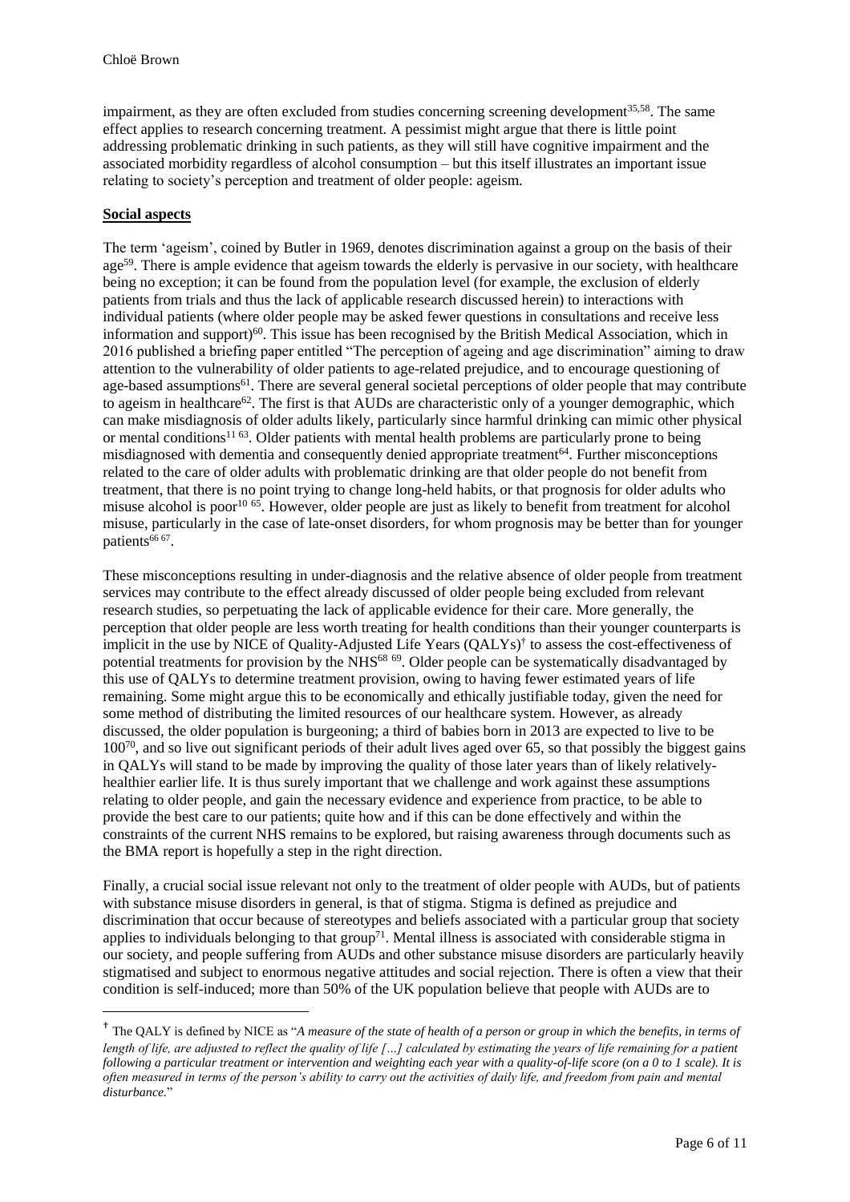impairment, as they are often excluded from studies concerning screening development[35,58]. The same effect applies to research concerning treatment. A pessimist might argue that there is little point addressing problematic drinking in such patients, as they will still have cognitive impairment and the associated morbidity regardless of alcohol consumption – but this itself illustrates an important issue relating to society's perception and treatment of older people: ageism.

**Social aspects**

The term 'ageism', coined by Butler in 1969, denotes discrimination against a group on the basis of their age[59]. There is ample evidence that ageism towards the elderly is pervasive in our society, with healthcare being no exception; it can be found from the population level (for example, the exclusion of elderly patients from trials and thus the lack of applicable research discussed herein) to interactions with individual patients (where older people may be asked fewer questions in consultations and receive less information and support)[60]. This issue has been recognised by the British Medical Association, which in 2016 published a briefing paper entitled "The perception of ageing and age discrimination" aiming to draw attention to the vulnerability of older patients to age-related prejudice, and to encourage questioning of age-based assumptions[61]. There are several general societal perceptions of older people that may contribute to ageism in healthcare[62]. The first is that AUDs are characteristic only of a younger demographic, which can make misdiagnosis of older adults likely, particularly since harmful drinking can mimic other physical or mental conditions[11 63]. Older patients with mental health problems are particularly prone to being misdiagnosed with dementia and consequently denied appropriate treatment[64]. Further misconceptions related to the care of older adults with problematic drinking are that older people do not benefit from treatment, that there is no point trying to change long-held habits, or that prognosis for older adults who misuse alcohol is poor[10 65]. However, older people are just as likely to benefit from treatment for alcohol misuse, particularly in the case of late-onset disorders, for whom prognosis may be better than for younger patients[66 67].

These misconceptions resulting in under-diagnosis and the relative absence of older people from treatment services may contribute to the effect already discussed of older people being excluded from relevant research studies, so perpetuating the lack of applicable evidence for their care. More generally, the perception that older people are less worth treating for health conditions than their younger counterparts is implicit in the use by NICE of Quality-Adjusted Life Years (QALYs)[†] to assess the cost-effectiveness of potential treatments for provision by the NHS[68 69]. Older people can be systematically disadvantaged by this use of QALYs to determine treatment provision, owing to having fewer estimated years of life remaining. Some might argue this to be economically and ethically justifiable today, given the need for some method of distributing the limited resources of our healthcare system. However, as already discussed, the older population is burgeoning; a third of babies born in 2013 are expected to live to be 100[70], and so live out significant periods of their adult lives aged over 65, so that possibly the biggest gains in QALYs will stand to be made by improving the quality of those later years than of likely relatively-healthier earlier life. It is thus surely important that we challenge and work against these assumptions relating to older people, and gain the necessary evidence and experience from practice, to be able to provide the best care to our patients; quite how and if this can be done effectively and within the constraints of the current NHS remains to be explored, but raising awareness through documents such as the BMA report is hopefully a step in the right direction.

Finally, a crucial social issue relevant not only to the treatment of older people with AUDs, but of patients with substance misuse disorders in general, is that of stigma. Stigma is defined as prejudice and discrimination that occur because of stereotypes and beliefs associated with a particular group that society applies to individuals belonging to that group[71]. Mental illness is associated with considerable stigma in our society, and people suffering from AUDs and other substance misuse disorders are particularly heavily stigmatised and subject to enormous negative attitudes and social rejection. There is often a view that their condition is self-induced; more than 50% of the UK population believe that people with AUDs are to

---

[†] The QALY is defined by NICE as "*A measure of the state of health of a person or group in which the benefits, in terms of length of life, are adjusted to reflect the quality of life […] calculated by estimating the years of life remaining for a patient following a particular treatment or intervention and weighting each year with a quality-of-life score (on a 0 to 1 scale). It is often measured in terms of the person's ability to carry out the activities of daily life, and freedom from pain and mental disturbance.*"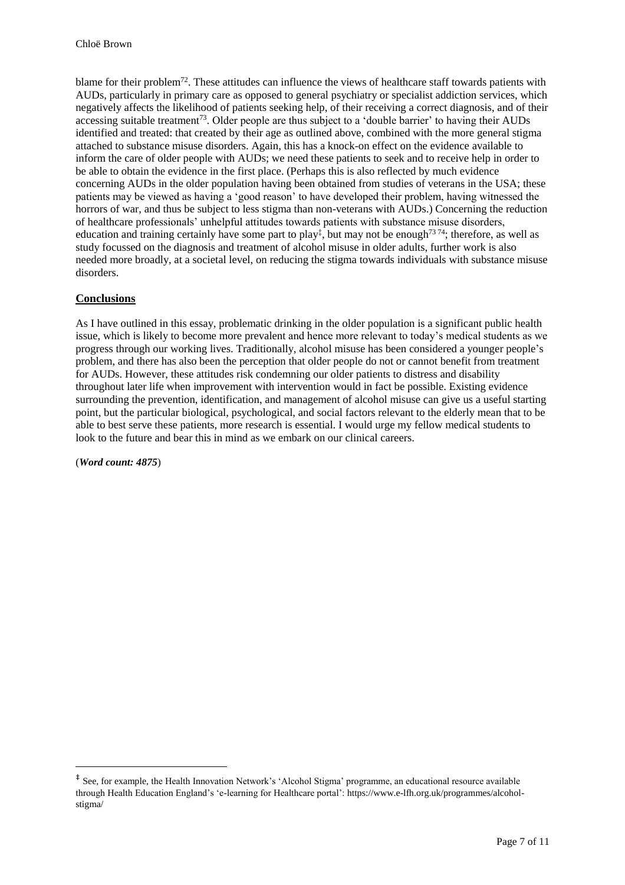blame for their problem[72]. These attitudes can influence the views of healthcare staff towards patients with AUDs, particularly in primary care as opposed to general psychiatry or specialist addiction services, which negatively affects the likelihood of patients seeking help, of their receiving a correct diagnosis, and of their accessing suitable treatment[73]. Older people are thus subject to a 'double barrier' to having their AUDs identified and treated: that created by their age as outlined above, combined with the more general stigma attached to substance misuse disorders. Again, this has a knock-on effect on the evidence available to inform the care of older people with AUDs; we need these patients to seek and to receive help in order to be able to obtain the evidence in the first place. (Perhaps this is also reflected by much evidence concerning AUDs in the older population having been obtained from studies of veterans in the USA; these patients may be viewed as having a 'good reason' to have developed their problem, having witnessed the horrors of war, and thus be subject to less stigma than non-veterans with AUDs.) Concerning the reduction of healthcare professionals' unhelpful attitudes towards patients with substance misuse disorders, education and training certainly have some part to play[‡], but may not be enough[73 74]; therefore, as well as study focussed on the diagnosis and treatment of alcohol misuse in older adults, further work is also needed more broadly, at a societal level, on reducing the stigma towards individuals with substance misuse disorders.

## **Conclusions**

As I have outlined in this essay, problematic drinking in the older population is a significant public health issue, which is likely to become more prevalent and hence more relevant to today's medical students as we progress through our working lives. Traditionally, alcohol misuse has been considered a younger people's problem, and there has also been the perception that older people do not or cannot benefit from treatment for AUDs. However, these attitudes risk condemning our older patients to distress and disability throughout later life when improvement with intervention would in fact be possible. Existing evidence surrounding the prevention, identification, and management of alcohol misuse can give us a useful starting point, but the particular biological, psychological, and social factors relevant to the elderly mean that to be able to best serve these patients, more research is essential. I would urge my fellow medical students to look to the future and bear this in mind as we embark on our clinical careers.

(***Word count: 4875***)

---

[‡] See, for example, the Health Innovation Network's 'Alcohol Stigma' programme, an educational resource available through Health Education England's 'e-learning for Healthcare portal': https://www.e-lfh.org.uk/programmes/alcohol-stigma/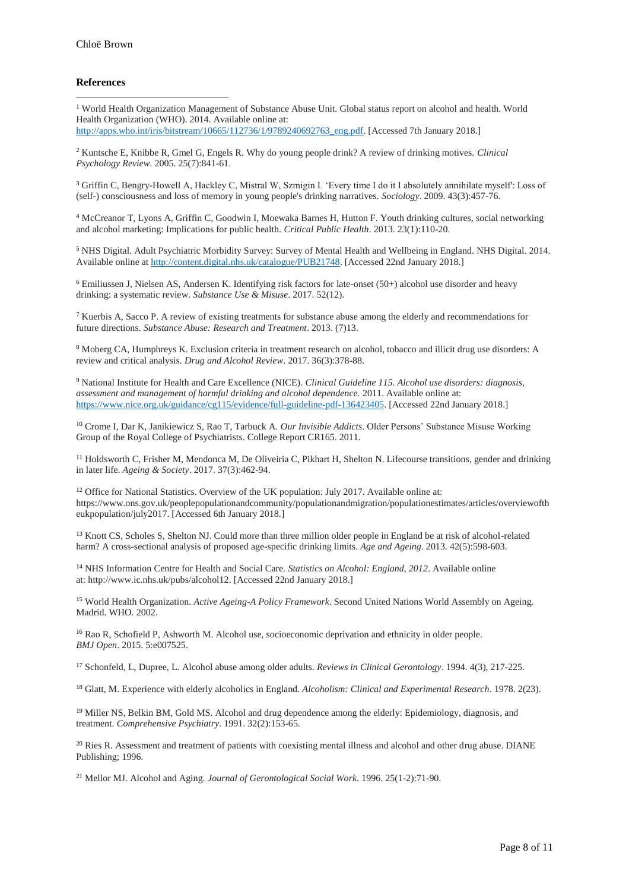**References**

[1] World Health Organization Management of Substance Abuse Unit. Global status report on alcohol and health. World Health Organization (WHO). 2014. Available online at: http://apps.who.int/iris/bitstream/10665/112736/1/9789240692763_eng.pdf. [Accessed 7th January 2018.]

[2] Kuntsche E, Knibbe R, Gmel G, Engels R. Why do young people drink? A review of drinking motives. *Clinical Psychology Review*. 2005. 25(7):841-61.

[3] Griffin C, Bengry-Howell A, Hackley C, Mistral W, Szmigin I. 'Every time I do it I absolutely annihilate myself': Loss of (self-) consciousness and loss of memory in young people's drinking narratives. *Sociology*. 2009. 43(3):457-76.

[4] McCreanor T, Lyons A, Griffin C, Goodwin I, Moewaka Barnes H, Hutton F. Youth drinking cultures, social networking and alcohol marketing: Implications for public health. *Critical Public Health*. 2013. 23(1):110-20.

[5] NHS Digital. Adult Psychiatric Morbidity Survey: Survey of Mental Health and Wellbeing in England. NHS Digital. 2014. Available online at http://content.digital.nhs.uk/catalogue/PUB21748. [Accessed 22nd January 2018.]

[6] Emiliussen J, Nielsen AS, Andersen K. Identifying risk factors for late-onset (50+) alcohol use disorder and heavy drinking: a systematic review. *Substance Use & Misuse*. 2017. 52(12).

[7] Kuerbis A, Sacco P. A review of existing treatments for substance abuse among the elderly and recommendations for future directions. *Substance Abuse: Research and Treatment*. 2013. (7)13.

[8] Moberg CA, Humphreys K. Exclusion criteria in treatment research on alcohol, tobacco and illicit drug use disorders: A review and critical analysis. *Drug and Alcohol Review*. 2017. 36(3):378-88.

[9] National Institute for Health and Care Excellence (NICE). *Clinical Guideline 115. Alcohol use disorders: diagnosis, assessment and management of harmful drinking and alcohol dependence.* 2011. Available online at: https://www.nice.org.uk/guidance/cg115/evidence/full-guideline-pdf-136423405. [Accessed 22nd January 2018.]

[10] Crome I, Dar K, Janikiewicz S, Rao T, Tarbuck A. *Our Invisible Addicts*. Older Persons' Substance Misuse Working Group of the Royal College of Psychiatrists. College Report CR165. 2011.

[11] Holdsworth C, Frisher M, Mendonca M, De Oliveiria C, Pikhart H, Shelton N. Lifecourse transitions, gender and drinking in later life. *Ageing & Society*. 2017. 37(3):462-94.

[12] Office for National Statistics. Overview of the UK population: July 2017. Available online at: https://www.ons.gov.uk/peoplepopulationandcommunity/populationandmigration/populationestimates/articles/overviewoftheukpopulation/july2017. [Accessed 6th January 2018.]

[13] Knott CS, Scholes S, Shelton NJ. Could more than three million older people in England be at risk of alcohol-related harm? A cross-sectional analysis of proposed age-specific drinking limits. *Age and Ageing*. 2013. 42(5):598-603.

[14] NHS Information Centre for Health and Social Care. *Statistics on Alcohol: England, 2012*. Available online at: http://www.ic.nhs.uk/pubs/alcohol12. [Accessed 22nd January 2018.]

[15] World Health Organization. *Active Ageing-A Policy Framework*. Second United Nations World Assembly on Ageing. Madrid. WHO. 2002.

[16] Rao R, Schofield P, Ashworth M. Alcohol use, socioeconomic deprivation and ethnicity in older people. *BMJ Open*. 2015. 5:e007525.

[17] Schonfeld, L, Dupree, L. Alcohol abuse among older adults. *Reviews in Clinical Gerontology*. 1994. 4(3), 217-225.

[18] Glatt, M. Experience with elderly alcoholics in England. *Alcoholism: Clinical and Experimental Research*. 1978. 2(23).

[19] Miller NS, Belkin BM, Gold MS. Alcohol and drug dependence among the elderly: Epidemiology, diagnosis, and treatment. *Comprehensive Psychiatry*. 1991. 32(2):153-65.

[20] Ries R. Assessment and treatment of patients with coexisting mental illness and alcohol and other drug abuse. DIANE Publishing; 1996.

[21] Mellor MJ. Alcohol and Aging. *Journal of Gerontological Social Work*. 1996. 25(1-2):71-90.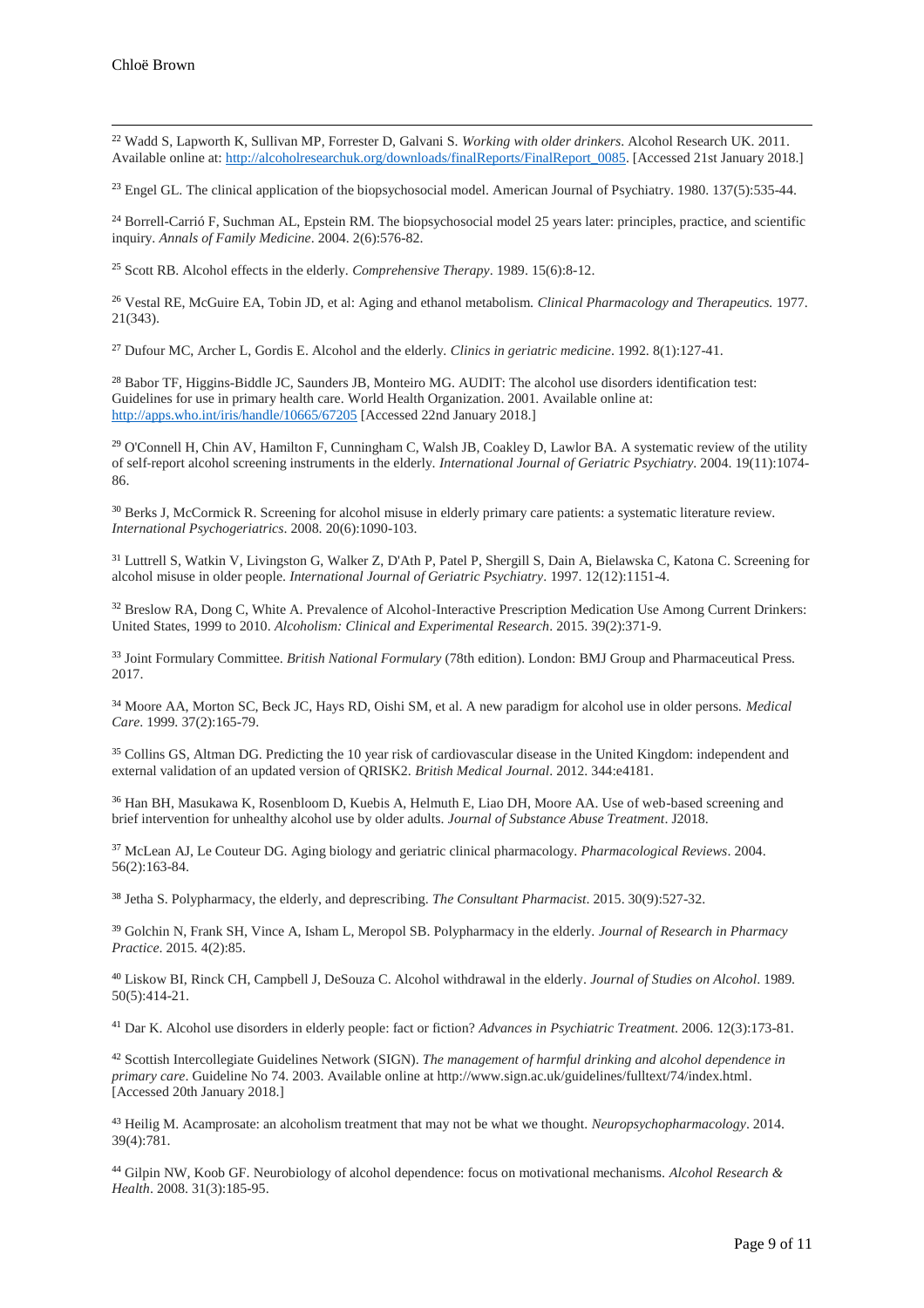[22] Wadd S, Lapworth K, Sullivan MP, Forrester D, Galvani S. *Working with older drinkers*. Alcohol Research UK. 2011. Available online at: http://alcoholresearchuk.org/downloads/finalReports/FinalReport_0085. [Accessed 21st January 2018.]

[23] Engel GL. The clinical application of the biopsychosocial model. American Journal of Psychiatry. 1980. 137(5):535-44.

[24] Borrell-Carrió F, Suchman AL, Epstein RM. The biopsychosocial model 25 years later: principles, practice, and scientific inquiry. *Annals of Family Medicine*. 2004. 2(6):576-82.

[25] Scott RB. Alcohol effects in the elderly. *Comprehensive Therapy*. 1989. 15(6):8-12.

[26] Vestal RE, McGuire EA, Tobin JD, et al: Aging and ethanol metabolism. *Clinical Pharmacology and Therapeutics.* 1977. 21(343).

[27] Dufour MC, Archer L, Gordis E. Alcohol and the elderly. *Clinics in geriatric medicine*. 1992. 8(1):127-41.

[28] Babor TF, Higgins-Biddle JC, Saunders JB, Monteiro MG. AUDIT: The alcohol use disorders identification test: Guidelines for use in primary health care. World Health Organization. 2001. Available online at: http://apps.who.int/iris/handle/10665/67205 [Accessed 22nd January 2018.]

[29] O'Connell H, Chin AV, Hamilton F, Cunningham C, Walsh JB, Coakley D, Lawlor BA. A systematic review of the utility of self-report alcohol screening instruments in the elderly. *International Journal of Geriatric Psychiatry*. 2004. 19(11):1074-86.

[30] Berks J, McCormick R. Screening for alcohol misuse in elderly primary care patients: a systematic literature review. *International Psychogeriatrics*. 2008. 20(6):1090-103.

[31] Luttrell S, Watkin V, Livingston G, Walker Z, D'Ath P, Patel P, Shergill S, Dain A, Bielawska C, Katona C. Screening for alcohol misuse in older people. *International Journal of Geriatric Psychiatry*. 1997. 12(12):1151-4.

[32] Breslow RA, Dong C, White A. Prevalence of Alcohol-Interactive Prescription Medication Use Among Current Drinkers: United States, 1999 to 2010. *Alcoholism: Clinical and Experimental Research*. 2015. 39(2):371-9.

[33] Joint Formulary Committee. *British National Formulary* (78th edition). London: BMJ Group and Pharmaceutical Press. 2017.

[34] Moore AA, Morton SC, Beck JC, Hays RD, Oishi SM, et al. A new paradigm for alcohol use in older persons. *Medical Care*. 1999. 37(2):165-79.

[35] Collins GS, Altman DG. Predicting the 10 year risk of cardiovascular disease in the United Kingdom: independent and external validation of an updated version of QRISK2. *British Medical Journal*. 2012. 344:e4181.

[36] Han BH, Masukawa K, Rosenbloom D, Kuebis A, Helmuth E, Liao DH, Moore AA. Use of web-based screening and brief intervention for unhealthy alcohol use by older adults. *Journal of Substance Abuse Treatment*. J2018.

[37] McLean AJ, Le Couteur DG. Aging biology and geriatric clinical pharmacology. *Pharmacological Reviews*. 2004. 56(2):163-84.

[38] Jetha S. Polypharmacy, the elderly, and deprescribing. *The Consultant Pharmacist*. 2015. 30(9):527-32.

[39] Golchin N, Frank SH, Vince A, Isham L, Meropol SB. Polypharmacy in the elderly. *Journal of Research in Pharmacy Practice*. 2015. 4(2):85.

[40] Liskow BI, Rinck CH, Campbell J, DeSouza C. Alcohol withdrawal in the elderly. *Journal of Studies on Alcohol*. 1989. 50(5):414-21.

[41] Dar K. Alcohol use disorders in elderly people: fact or fiction? *Advances in Psychiatric Treatment*. 2006. 12(3):173-81.

[42] Scottish Intercollegiate Guidelines Network (SIGN). *The management of harmful drinking and alcohol dependence in primary care*. Guideline No 74. 2003. Available online at http://www.sign.ac.uk/guidelines/fulltext/74/index.html. [Accessed 20th January 2018.]

[43] Heilig M. Acamprosate: an alcoholism treatment that may not be what we thought. *Neuropsychopharmacology*. 2014. 39(4):781.

[44] Gilpin NW, Koob GF. Neurobiology of alcohol dependence: focus on motivational mechanisms. *Alcohol Research & Health*. 2008. 31(3):185-95.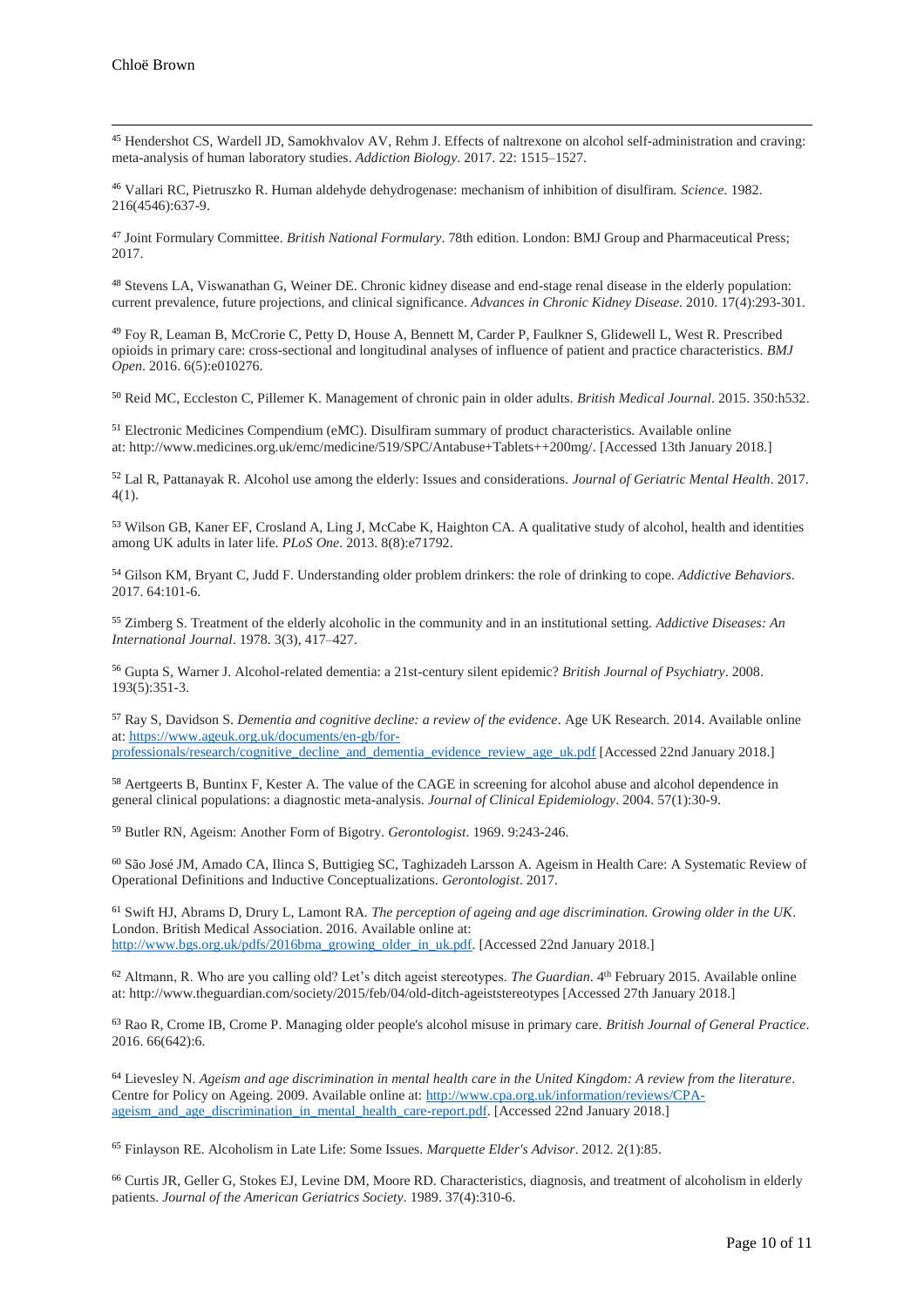[45] Hendershot CS, Wardell JD, Samokhvalov AV, Rehm J. Effects of naltrexone on alcohol self-administration and craving: meta-analysis of human laboratory studies. *Addiction Biology*. 2017. 22: 1515–1527.

[46] Vallari RC, Pietruszko R. Human aldehyde dehydrogenase: mechanism of inhibition of disulfiram. *Science*. 1982. 216(4546):637-9.

[47] Joint Formulary Committee. *British National Formulary*. 78th edition. London: BMJ Group and Pharmaceutical Press; 2017.

[48] Stevens LA, Viswanathan G, Weiner DE. Chronic kidney disease and end-stage renal disease in the elderly population: current prevalence, future projections, and clinical significance. *Advances in Chronic Kidney Disease*. 2010. 17(4):293-301.

[49] Foy R, Leaman B, McCrorie C, Petty D, House A, Bennett M, Carder P, Faulkner S, Glidewell L, West R. Prescribed opioids in primary care: cross-sectional and longitudinal analyses of influence of patient and practice characteristics. *BMJ Open*. 2016. 6(5):e010276.

[50] Reid MC, Eccleston C, Pillemer K. Management of chronic pain in older adults. *British Medical Journal*. 2015. 350:h532.

[51] Electronic Medicines Compendium (eMC). Disulfiram summary of product characteristics. Available online at: http://www.medicines.org.uk/emc/medicine/519/SPC/Antabuse+Tablets++200mg/. [Accessed 13th January 2018.]

[52] Lal R, Pattanayak R. Alcohol use among the elderly: Issues and considerations. *Journal of Geriatric Mental Health*. 2017. 4(1).

[53] Wilson GB, Kaner EF, Crosland A, Ling J, McCabe K, Haighton CA. A qualitative study of alcohol, health and identities among UK adults in later life. *PLoS One*. 2013. 8(8):e71792.

[54] Gilson KM, Bryant C, Judd F. Understanding older problem drinkers: the role of drinking to cope. *Addictive Behaviors*. 2017. 64:101-6.

[55] Zimberg S. Treatment of the elderly alcoholic in the community and in an institutional setting. *Addictive Diseases: An International Journal*. 1978. 3(3), 417–427.

[56] Gupta S, Warner J. Alcohol-related dementia: a 21st-century silent epidemic? *British Journal of Psychiatry*. 2008. 193(5):351-3.

[57] Ray S, Davidson S. *Dementia and cognitive decline: a review of the evidence*. Age UK Research. 2014. Available online at: https://www.ageuk.org.uk/documents/en-gb/for-professionals/research/cognitive_decline_and_dementia_evidence_review_age_uk.pdf [Accessed 22nd January 2018.]

[58] Aertgeerts B, Buntinx F, Kester A. The value of the CAGE in screening for alcohol abuse and alcohol dependence in general clinical populations: a diagnostic meta-analysis. *Journal of Clinical Epidemiology*. 2004. 57(1):30-9.

[59] Butler RN, Ageism: Another Form of Bigotry. *Gerontologist*. 1969. 9:243-246.

[60] São José JM, Amado CA, Ilinca S, Buttigieg SC, Taghizadeh Larsson A. Ageism in Health Care: A Systematic Review of Operational Definitions and Inductive Conceptualizations. *Gerontologist*. 2017.

[61] Swift HJ, Abrams D, Drury L, Lamont RA. *The perception of ageing and age discrimination. Growing older in the UK*. London. British Medical Association. 2016. Available online at: http://www.bgs.org.uk/pdfs/2016bma_growing_older_in_uk.pdf. [Accessed 22nd January 2018.]

[62] Altmann, R. Who are you calling old? Let's ditch ageist stereotypes. *The Guardian*. 4th February 2015. Available online at: http://www.theguardian.com/society/2015/feb/04/old-ditch-ageiststereotypes [Accessed 27th January 2018.]

[63] Rao R, Crome IB, Crome P. Managing older people's alcohol misuse in primary care. *British Journal of General Practice*. 2016. 66(642):6.

[64] Lievesley N. *Ageism and age discrimination in mental health care in the United Kingdom: A review from the literature*. Centre for Policy on Ageing. 2009. Available online at: http://www.cpa.org.uk/information/reviews/CPA-ageism_and_age_discrimination_in_mental_health_care-report.pdf. [Accessed 22nd January 2018.]

[65] Finlayson RE. Alcoholism in Late Life: Some Issues. *Marquette Elder's Advisor*. 2012. 2(1):85.

[66] Curtis JR, Geller G, Stokes EJ, Levine DM, Moore RD. Characteristics, diagnosis, and treatment of alcoholism in elderly patients. *Journal of the American Geriatrics Society*. 1989. 37(4):310-6.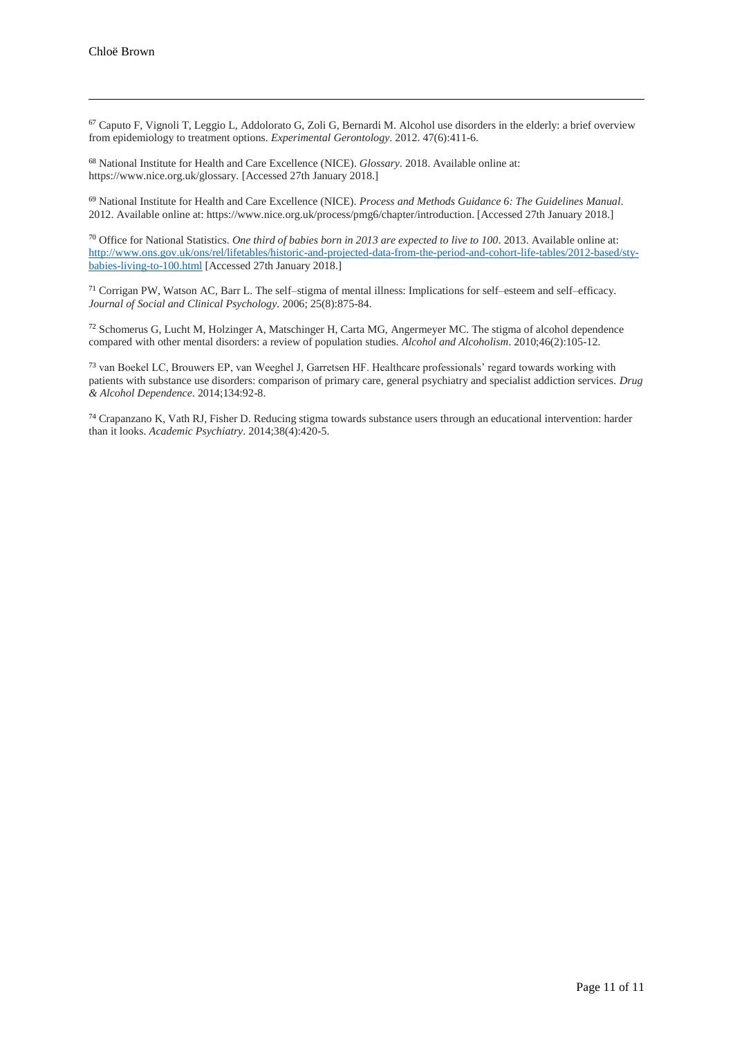[67] Caputo F, Vignoli T, Leggio L, Addolorato G, Zoli G, Bernardi M. Alcohol use disorders in the elderly: a brief overview from epidemiology to treatment options. *Experimental Gerontology*. 2012. 47(6):411-6.

[68] National Institute for Health and Care Excellence (NICE). *Glossary*. 2018. Available online at: https://www.nice.org.uk/glossary. [Accessed 27th January 2018.]

[69] National Institute for Health and Care Excellence (NICE). *Process and Methods Guidance 6: The Guidelines Manual*. 2012. Available online at: https://www.nice.org.uk/process/pmg6/chapter/introduction. [Accessed 27th January 2018.]

[70] Office for National Statistics. *One third of babies born in 2013 are expected to live to 100*. 2013. Available online at: [http://www.ons.gov.uk/ons/rel/lifetables/historic-and-projected-data-from-the-period-and-cohort-life-tables/2012-based/sty-babies-living-to-100.html](http://www.ons.gov.uk/ons/rel/lifetables/historic-and-projected-data-from-the-period-and-cohort-life-tables/2012-based/sty-babies-living-to-100.html) [Accessed 27th January 2018.]

[71] Corrigan PW, Watson AC, Barr L. The self–stigma of mental illness: Implications for self–esteem and self–efficacy. *Journal of Social and Clinical Psychology*. 2006; 25(8):875-84.

[72] Schomerus G, Lucht M, Holzinger A, Matschinger H, Carta MG, Angermeyer MC. The stigma of alcohol dependence compared with other mental disorders: a review of population studies. *Alcohol and Alcoholism*. 2010;46(2):105-12.

[73] van Boekel LC, Brouwers EP, van Weeghel J, Garretsen HF. Healthcare professionals' regard towards working with patients with substance use disorders: comparison of primary care, general psychiatry and specialist addiction services. *Drug & Alcohol Dependence*. 2014;134:92-8.

[74] Crapanzano K, Vath RJ, Fisher D. Reducing stigma towards substance users through an educational intervention: harder than it looks. *Academic Psychiatry*. 2014;38(4):420-5.